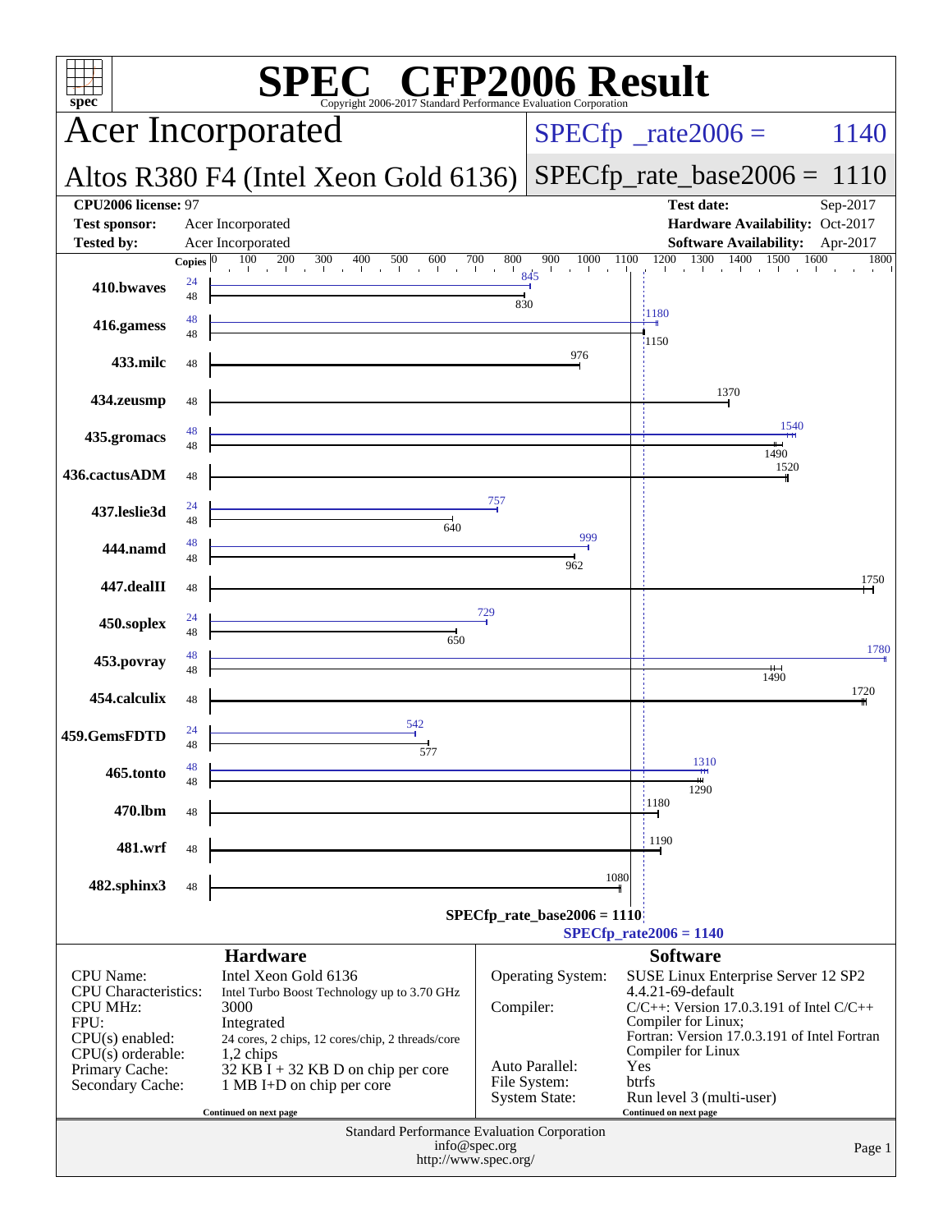# SPEC CFP2006 Result

Copyright 2006-2017 Standard Performance Evaluation Corporation

## Acer Incorporated

**Altos R380 F4 (Intel Xeon Gold 6136)**

SPECfp_rate2006 = 1140

SPECfp_rate_base2006 = 1110

| | | | |
|---|---|---|---|
| **CPU2006 license:** 97 | | **Test date:** | Sep-2017 |
| **Test sponsor:** | Acer Incorporated | **Hardware Availability:** | Oct-2017 |
| **Tested by:** | Acer Incorporated | **Software Availability:** | Apr-2017 |

| Benchmark | Copies (peak) | Copies (base) | Peak | Base |
|---|---|---|---|---|
| 410.bwaves | 24 | 48 | 845 | 830 |
| 416.gamess | 48 | 48 | 1180 | 1150 |
| 433.milc | | 48 | | 976 |
| 434.zeusmp | | 48 | | 1370 |
| 435.gromacs | 48 | 48 | 1540 | 1490 |
| 436.cactusADM | | 48 | | 1520 |
| 437.leslie3d | 24 | 48 | 757 | 640 |
| 444.namd | 48 | 48 | 999 | 962 |
| 447.dealII | | 48 | | 1750 |
| 450.soplex | 24 | 48 | 729 | 650 |
| 453.povray | 48 | 48 | 1780 | 1490 |
| 454.calculix | | 48 | | 1720 |
| 459.GemsFDTD | 24 | 48 | 542 | 577 |
| 465.tonto | 48 | 48 | 1310 | 1290 |
| 470.lbm | | 48 | | 1180 |
| 481.wrf | | 48 | | 1190 |
| 482.sphinx3 | | 48 | | 1080 |

SPECfp_rate_base2006 = 1110

SPECfp_rate2006 = 1140

### Hardware

| | |
|---|---|
| CPU Name: | Intel Xeon Gold 6136 |
| CPU Characteristics: | Intel Turbo Boost Technology up to 3.70 GHz |
| CPU MHz: | 3000 |
| FPU: | Integrated |
| CPU(s) enabled: | 24 cores, 2 chips, 12 cores/chip, 2 threads/core |
| CPU(s) orderable: | 1,2 chips |
| Primary Cache: | 32 KB I + 32 KB D on chip per core |
| Secondary Cache: | 1 MB I+D on chip per core |

Continued on next page

### Software

| | |
|---|---|
| Operating System: | SUSE Linux Enterprise Server 12 SP2 4.4.21-69-default |
| Compiler: | C/C++: Version 17.0.3.191 of Intel C/C++ Compiler for Linux; Fortran: Version 17.0.3.191 of Intel Fortran Compiler for Linux |
| Auto Parallel: | Yes |
| File System: | btrfs |
| System State: | Run level 3 (multi-user) |

Continued on next page

Standard Performance Evaluation Corporation
info@spec.org
http://www.spec.org/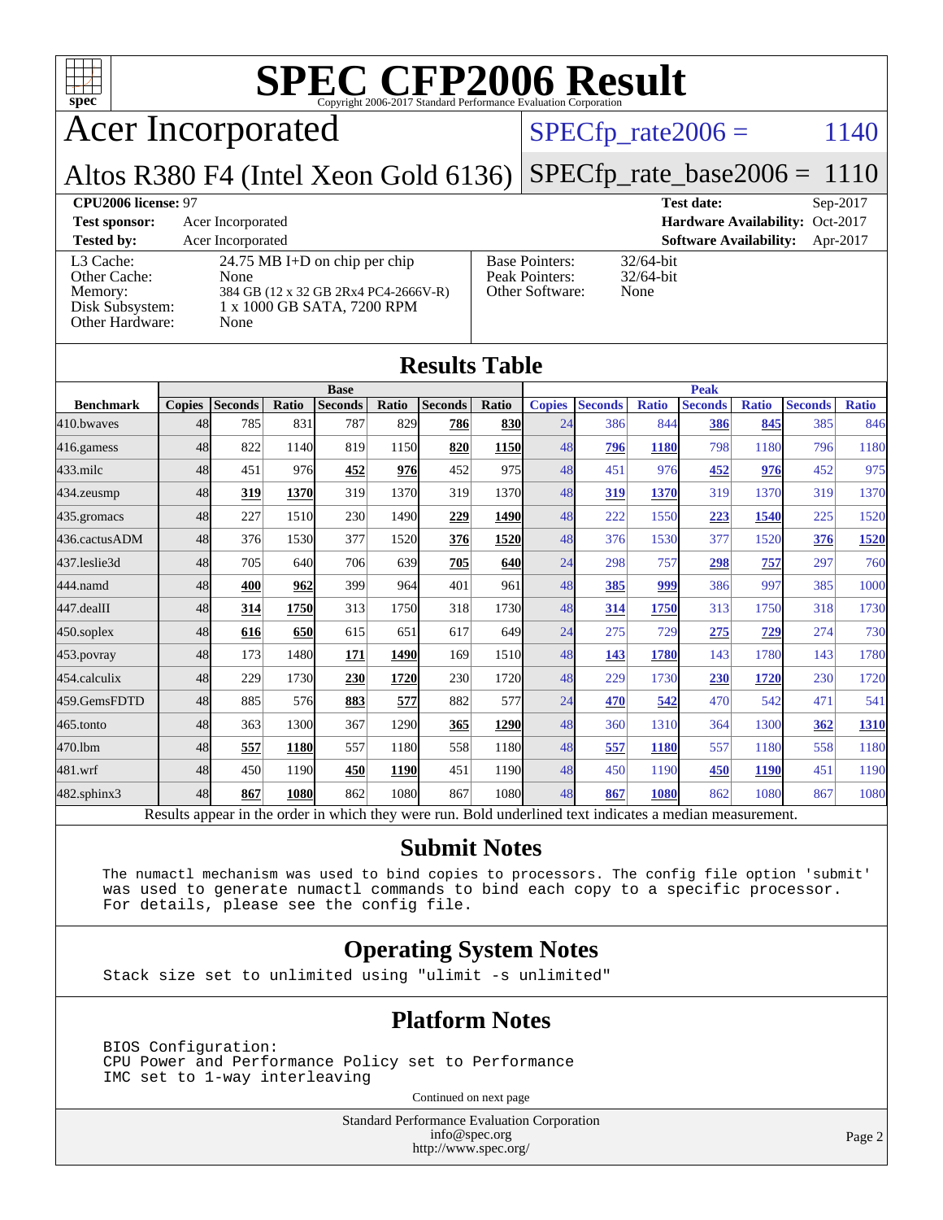# SPEC CFP2006 Result

Copyright 2006-2017 Standard Performance Evaluation Corporation

## Acer Incorporated

Altos R380 F4 (Intel Xeon Gold 6136)

SPECfp_rate2006 = 1140

SPECfp_rate_base2006 = 1110

| | | | |
|---|---|---|---|
| **CPU2006 license:** 97 | | **Test date:** | Sep-2017 |
| **Test sponsor:** | Acer Incorporated | **Hardware Availability:** | Oct-2017 |
| **Tested by:** | Acer Incorporated | **Software Availability:** | Apr-2017 |

| | |
|---|---|
| L3 Cache: | 24.75 MB I+D on chip per chip |
| Other Cache: | None |
| Memory: | 384 GB (12 x 32 GB 2Rx4 PC4-2666V-R) |
| Disk Subsystem: | 1 x 1000 GB SATA, 7200 RPM |
| Other Hardware: | None |

| | |
|---|---|
| Base Pointers: | 32/64-bit |
| Peak Pointers: | 32/64-bit |
| Other Software: | None |

## Results Table

| | Base | | | | | | | Peak | | | | | | |
|---|---|---|---|---|---|---|---|---|---|---|---|---|---|---|
| **Benchmark** | **Copies** | **Seconds** | **Ratio** | **Seconds** | **Ratio** | **Seconds** | **Ratio** | **Copies** | **Seconds** | **Ratio** | **Seconds** | **Ratio** | **Seconds** | **Ratio** |
| 410.bwaves | 48 | 785 | 831 | 787 | 829 | **786** | **830** | 24 | 386 | 844 | **386** | **845** | 385 | 846 |
| 416.gamess | 48 | 822 | 1140 | 819 | 1150 | **820** | **1150** | 48 | **796** | **1180** | 798 | 1180 | 796 | 1180 |
| 433.milc | 48 | 451 | 976 | **452** | **976** | 452 | 975 | 48 | 451 | 976 | **452** | **976** | 452 | 975 |
| 434.zeusmp | 48 | **319** | **1370** | 319 | 1370 | 319 | 1370 | 48 | **319** | **1370** | 319 | 1370 | 319 | 1370 |
| 435.gromacs | 48 | 227 | 1510 | 230 | 1490 | **229** | **1490** | 48 | 222 | 1550 | **223** | **1540** | 225 | 1520 |
| 436.cactusADM | 48 | 376 | 1530 | 377 | 1520 | **376** | **1520** | 48 | 376 | 1530 | 377 | 1520 | **376** | **1520** |
| 437.leslie3d | 48 | 705 | 640 | 706 | 639 | **705** | **640** | 24 | 298 | 757 | **298** | **757** | 297 | 760 |
| 444.namd | 48 | **400** | **962** | 399 | 964 | 401 | 961 | 48 | **385** | **999** | 386 | 997 | 385 | 1000 |
| 447.dealII | 48 | **314** | **1750** | 313 | 1750 | 318 | 1730 | 48 | **314** | **1750** | 313 | 1750 | 318 | 1730 |
| 450.soplex | 48 | **616** | **650** | 615 | 651 | 617 | 649 | 24 | 275 | 729 | **275** | **729** | 274 | 730 |
| 453.povray | 48 | 173 | 1480 | **171** | **1490** | 169 | 1510 | 48 | **143** | **1780** | 143 | 1780 | 143 | 1780 |
| 454.calculix | 48 | 229 | 1730 | **230** | **1720** | 230 | 1720 | 48 | 229 | 1730 | **230** | **1720** | 230 | 1720 |
| 459.GemsFDTD | 48 | 885 | 576 | **883** | **577** | 882 | 577 | 24 | **470** | **542** | 470 | 542 | 471 | 541 |
| 465.tonto | 48 | 363 | 1300 | 367 | 1290 | **365** | **1290** | 48 | 360 | 1310 | 364 | 1300 | **362** | **1310** |
| 470.lbm | 48 | **557** | **1180** | 557 | 1180 | 558 | 1180 | 48 | **557** | **1180** | 557 | 1180 | 558 | 1180 |
| 481.wrf | 48 | 450 | 1190 | **450** | **1190** | 451 | 1190 | 48 | 450 | 1190 | **450** | **1190** | 451 | 1190 |
| 482.sphinx3 | 48 | **867** | **1080** | 862 | 1080 | 867 | 1080 | 48 | **867** | **1080** | 862 | 1080 | 867 | 1080 |

Results appear in the order in which they were run. Bold underlined text indicates a median measurement.

## Submit Notes

```
The numactl mechanism was used to bind copies to processors. The config file option 'submit'
was used to generate numactl commands to bind each copy to a specific processor.
For details, please see the config file.
```

## Operating System Notes

```
Stack size set to unlimited using "ulimit -s unlimited"
```

## Platform Notes

```
BIOS Configuration:
CPU Power and Performance Policy set to Performance
IMC set to 1-way interleaving
```

Continued on next page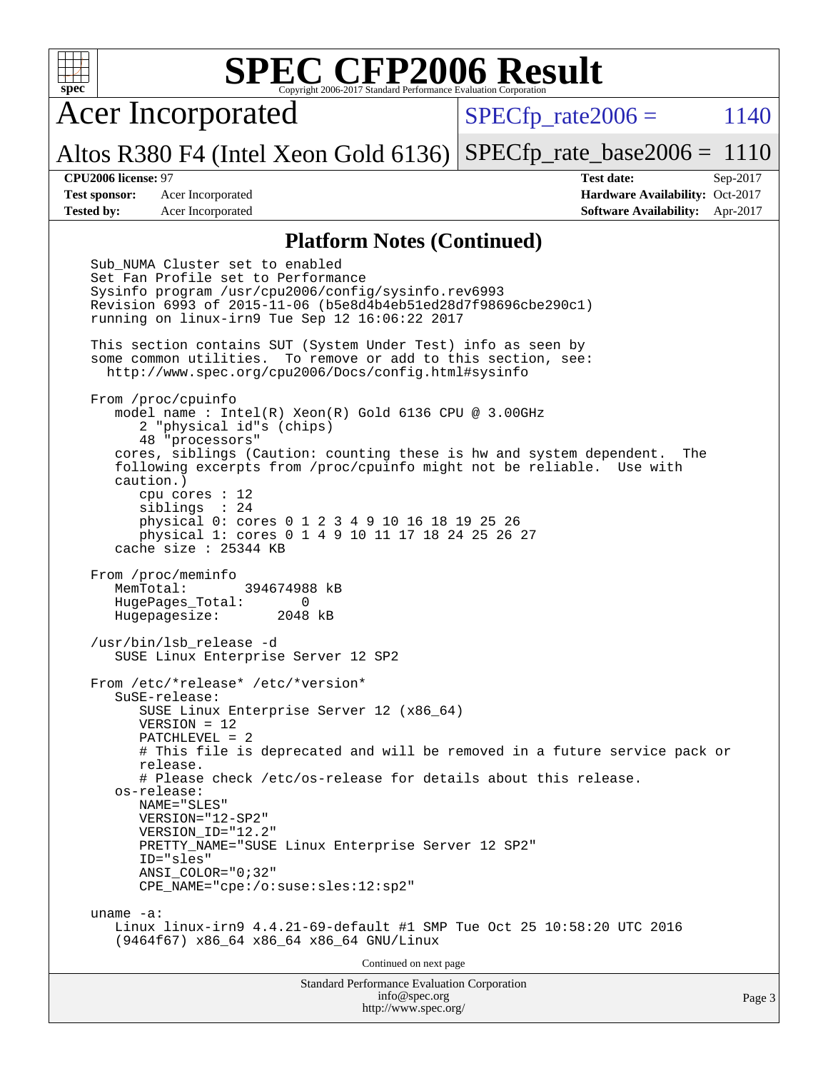# SPEC CFP2006 Result

Copyright 2006-2017 Standard Performance Evaluation Corporation

## Acer Incorporated

Altos R380 F4 (Intel Xeon Gold 6136)

SPECfp_rate2006 = 1140

SPECfp_rate_base2006 = 1110

**CPU2006 license:** 97
**Test sponsor:** Acer Incorporated
**Tested by:** Acer Incorporated

**Test date:** Sep-2017
**Hardware Availability:** Oct-2017
**Software Availability:** Apr-2017

### Platform Notes (Continued)

```
Sub_NUMA Cluster set to enabled
Set Fan Profile set to Performance
Sysinfo program /usr/cpu2006/config/sysinfo.rev6993
Revision 6993 of 2015-11-06 (b5e8d4b4eb51ed28d7f98696cbe290c1)
running on linux-irn9 Tue Sep 12 16:06:22 2017

This section contains SUT (System Under Test) info as seen by
some common utilities.  To remove or add to this section, see:
  http://www.spec.org/cpu2006/Docs/config.html#sysinfo

From /proc/cpuinfo
   model name : Intel(R) Xeon(R) Gold 6136 CPU @ 3.00GHz
      2 "physical id"s (chips)
      48 "processors"
   cores, siblings (Caution: counting these is hw and system dependent.  The
   following excerpts from /proc/cpuinfo might not be reliable.  Use with
   caution.)
      cpu cores : 12
      siblings  : 24
      physical 0: cores 0 1 2 3 4 9 10 16 18 19 25 26
      physical 1: cores 0 1 4 9 10 11 17 18 24 25 26 27
   cache size : 25344 KB

From /proc/meminfo
   MemTotal:       394674988 kB
   HugePages_Total:       0
   Hugepagesize:       2048 kB

/usr/bin/lsb_release -d
   SUSE Linux Enterprise Server 12 SP2

From /etc/*release* /etc/*version*
   SuSE-release:
      SUSE Linux Enterprise Server 12 (x86_64)
      VERSION = 12
      PATCHLEVEL = 2
      # This file is deprecated and will be removed in a future service pack or
      release.
      # Please check /etc/os-release for details about this release.
   os-release:
      NAME="SLES"
      VERSION="12-SP2"
      VERSION_ID="12.2"
      PRETTY_NAME="SUSE Linux Enterprise Server 12 SP2"
      ID="sles"
      ANSI_COLOR="0;32"
      CPE_NAME="cpe:/o:suse:sles:12:sp2"

uname -a:
   Linux linux-irn9 4.4.21-69-default #1 SMP Tue Oct 25 10:58:20 UTC 2016
   (9464f67) x86_64 x86_64 x86_64 GNU/Linux
```

Continued on next page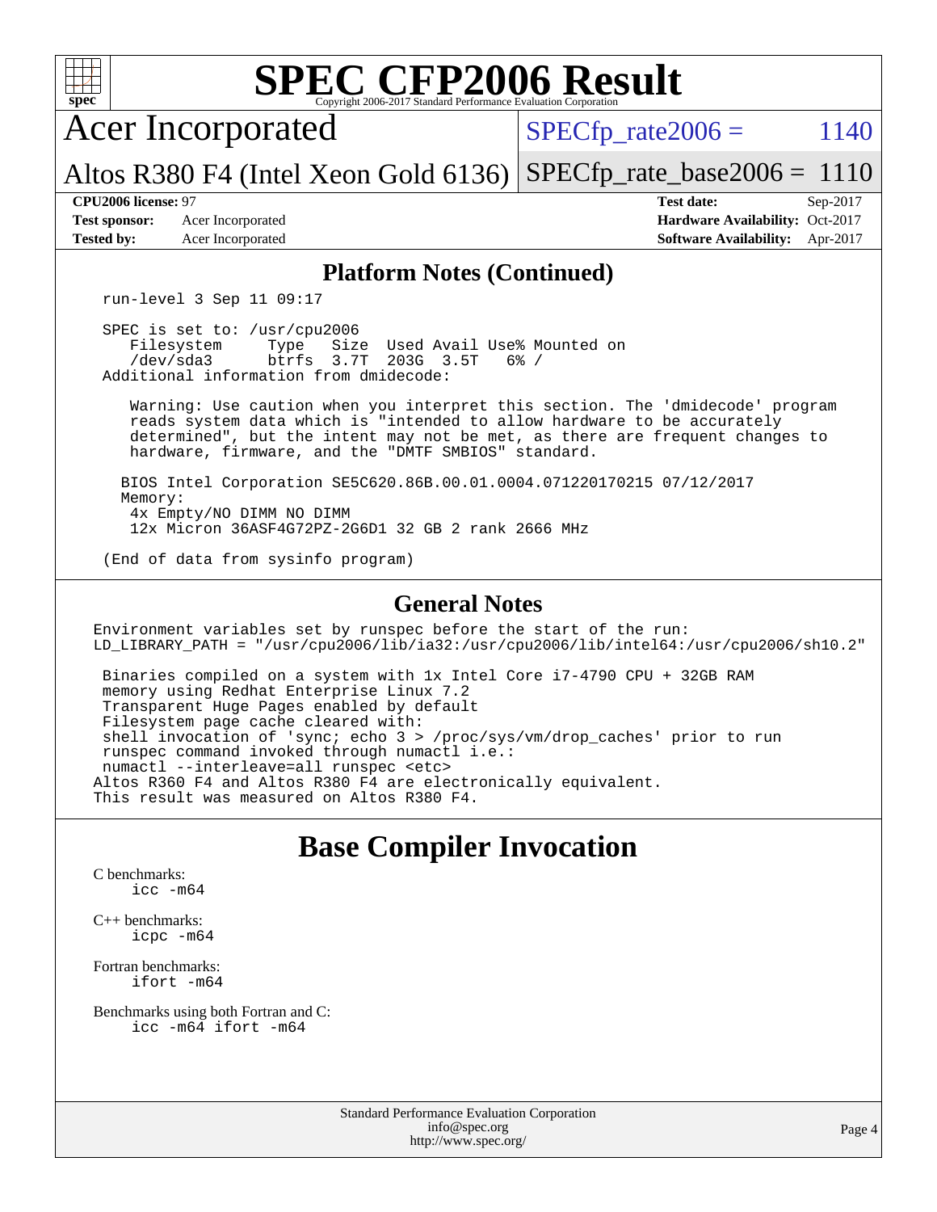# SPEC CFP2006 Result

Copyright 2006-2017 Standard Performance Evaluation Corporation

**Acer Incorporated**

**Altos R380 F4 (Intel Xeon Gold 6136)**

SPECfp_rate2006 = 1140

SPECfp_rate_base2006 = 1110

| | | | |
|---|---|---|---|
| **CPU2006 license:** 97 | | **Test date:** | Sep-2017 |
| **Test sponsor:** | Acer Incorporated | **Hardware Availability:** | Oct-2017 |
| **Tested by:** | Acer Incorporated | **Software Availability:** | Apr-2017 |

## Platform Notes (Continued)

```
run-level 3 Sep 11 09:17

SPEC is set to: /usr/cpu2006
   Filesystem     Type   Size  Used Avail Use% Mounted on
   /dev/sda3      btrfs  3.7T  203G  3.5T   6% /
Additional information from dmidecode:

   Warning: Use caution when you interpret this section. The 'dmidecode' program
   reads system data which is "intended to allow hardware to be accurately
   determined", but the intent may not be met, as there are frequent changes to
   hardware, firmware, and the "DMTF SMBIOS" standard.

  BIOS Intel Corporation SE5C620.86B.00.01.0004.071220170215 07/12/2017
  Memory:
   4x Empty/NO DIMM NO DIMM
   12x Micron 36ASF4G72PZ-2G6D1 32 GB 2 rank 2666 MHz

(End of data from sysinfo program)
```

## General Notes

```
Environment variables set by runspec before the start of the run:
LD_LIBRARY_PATH = "/usr/cpu2006/lib/ia32:/usr/cpu2006/lib/intel64:/usr/cpu2006/sh10.2"

 Binaries compiled on a system with 1x Intel Core i7-4790 CPU + 32GB RAM
 memory using Redhat Enterprise Linux 7.2
 Transparent Huge Pages enabled by default
 Filesystem page cache cleared with:
 shell invocation of 'sync; echo 3 > /proc/sys/vm/drop_caches' prior to run
 runspec command invoked through numactl i.e.:
 numactl --interleave=all runspec <etc>
Altos R360 F4 and Altos R380 F4 are electronically equivalent.
This result was measured on Altos R380 F4.
```

## Base Compiler Invocation

C benchmarks:
```
icc -m64
```

C++ benchmarks:
```
icpc -m64
```

Fortran benchmarks:
```
ifort -m64
```

Benchmarks using both Fortran and C:
```
icc -m64 ifort -m64
```

Standard Performance Evaluation Corporation
info@spec.org
http://www.spec.org/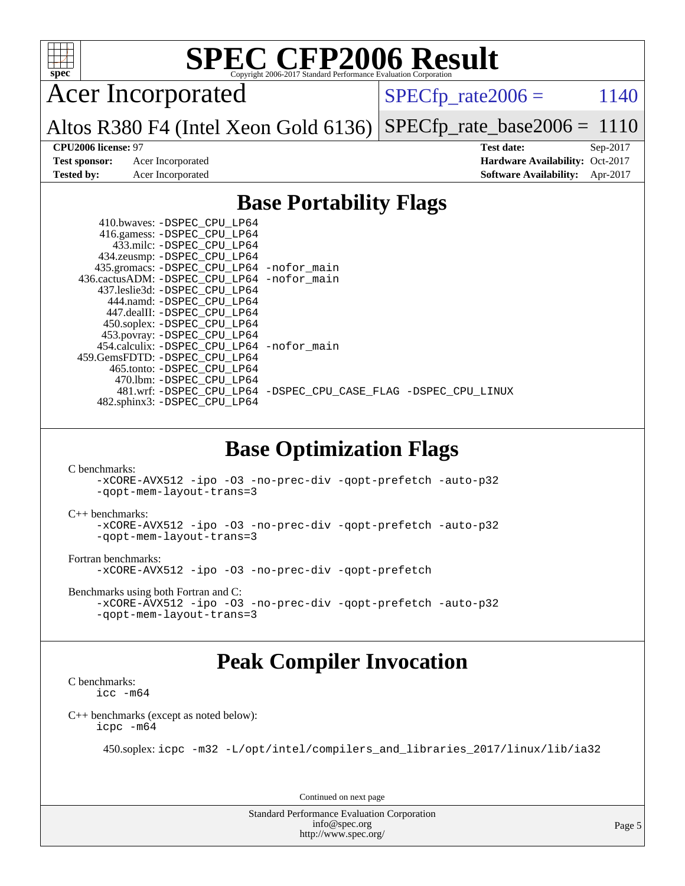# SPEC CFP2006 Result

Copyright 2006-2017 Standard Performance Evaluation Corporation

## Acer Incorporated

**Altos R380 F4 (Intel Xeon Gold 6136)**

SPECfp_rate2006 = 1140

SPECfp_rate_base2006 = 1110

| | | | |
|---|---|---|---|
| **CPU2006 license:** 97 | | **Test date:** | Sep-2017 |
| **Test sponsor:** | Acer Incorporated | **Hardware Availability:** | Oct-2017 |
| **Tested by:** | Acer Incorporated | **Software Availability:** | Apr-2017 |

## Base Portability Flags

410.bwaves: -DSPEC_CPU_LP64
416.gamess: -DSPEC_CPU_LP64
433.milc: -DSPEC_CPU_LP64
434.zeusmp: -DSPEC_CPU_LP64
435.gromacs: -DSPEC_CPU_LP64 -nofor_main
436.cactusADM: -DSPEC_CPU_LP64 -nofor_main
437.leslie3d: -DSPEC_CPU_LP64
444.namd: -DSPEC_CPU_LP64
447.dealII: -DSPEC_CPU_LP64
450.soplex: -DSPEC_CPU_LP64
453.povray: -DSPEC_CPU_LP64
454.calculix: -DSPEC_CPU_LP64 -nofor_main
459.GemsFDTD: -DSPEC_CPU_LP64
465.tonto: -DSPEC_CPU_LP64
470.lbm: -DSPEC_CPU_LP64
481.wrf: -DSPEC_CPU_LP64 -DSPEC_CPU_CASE_FLAG -DSPEC_CPU_LINUX
482.sphinx3: -DSPEC_CPU_LP64

## Base Optimization Flags

C benchmarks:
-xCORE-AVX512 -ipo -O3 -no-prec-div -qopt-prefetch -auto-p32 -qopt-mem-layout-trans=3

C++ benchmarks:
-xCORE-AVX512 -ipo -O3 -no-prec-div -qopt-prefetch -auto-p32 -qopt-mem-layout-trans=3

Fortran benchmarks:
-xCORE-AVX512 -ipo -O3 -no-prec-div -qopt-prefetch

Benchmarks using both Fortran and C:
-xCORE-AVX512 -ipo -O3 -no-prec-div -qopt-prefetch -auto-p32 -qopt-mem-layout-trans=3

## Peak Compiler Invocation

C benchmarks:
icc -m64

C++ benchmarks (except as noted below):
icpc -m64

450.soplex: icpc -m32 -L/opt/intel/compilers_and_libraries_2017/linux/lib/ia32

Continued on next page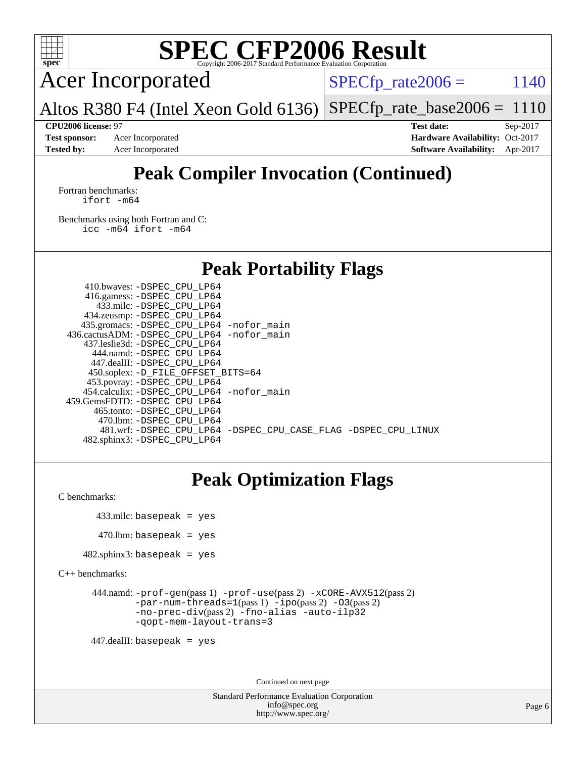# Peak Compiler Invocation (Continued)

Fortran benchmarks:

```
ifort -m64
```

Benchmarks using both Fortran and C:

```
icc -m64 ifort -m64
```

# Peak Portability Flags

| Benchmark | Flags |
|---|---|
| 410.bwaves: | -DSPEC_CPU_LP64 |
| 416.gamess: | -DSPEC_CPU_LP64 |
| 433.milc: | -DSPEC_CPU_LP64 |
| 434.zeusmp: | -DSPEC_CPU_LP64 |
| 435.gromacs: | -DSPEC_CPU_LP64 -nofor_main |
| 436.cactusADM: | -DSPEC_CPU_LP64 -nofor_main |
| 437.leslie3d: | -DSPEC_CPU_LP64 |
| 444.namd: | -DSPEC_CPU_LP64 |
| 447.dealII: | -DSPEC_CPU_LP64 |
| 450.soplex: | -D_FILE_OFFSET_BITS=64 |
| 453.povray: | -DSPEC_CPU_LP64 |
| 454.calculix: | -DSPEC_CPU_LP64 -nofor_main |
| 459.GemsFDTD: | -DSPEC_CPU_LP64 |
| 465.tonto: | -DSPEC_CPU_LP64 |
| 470.lbm: | -DSPEC_CPU_LP64 |
| 481.wrf: | -DSPEC_CPU_LP64 -DSPEC_CPU_CASE_FLAG -DSPEC_CPU_LINUX |
| 482.sphinx3: | -DSPEC_CPU_LP64 |

# Peak Optimization Flags

C benchmarks:

433.milc: basepeak = yes

470.lbm: basepeak = yes

482.sphinx3: basepeak = yes

C++ benchmarks:

444.namd: -prof-gen(pass 1) -prof-use(pass 2) -xCORE-AVX512(pass 2) -par-num-threads=1(pass 1) -ipo(pass 2) -O3(pass 2) -no-prec-div(pass 2) -fno-alias -auto-ilp32 -qopt-mem-layout-trans=3

447.dealII: basepeak = yes

Continued on next page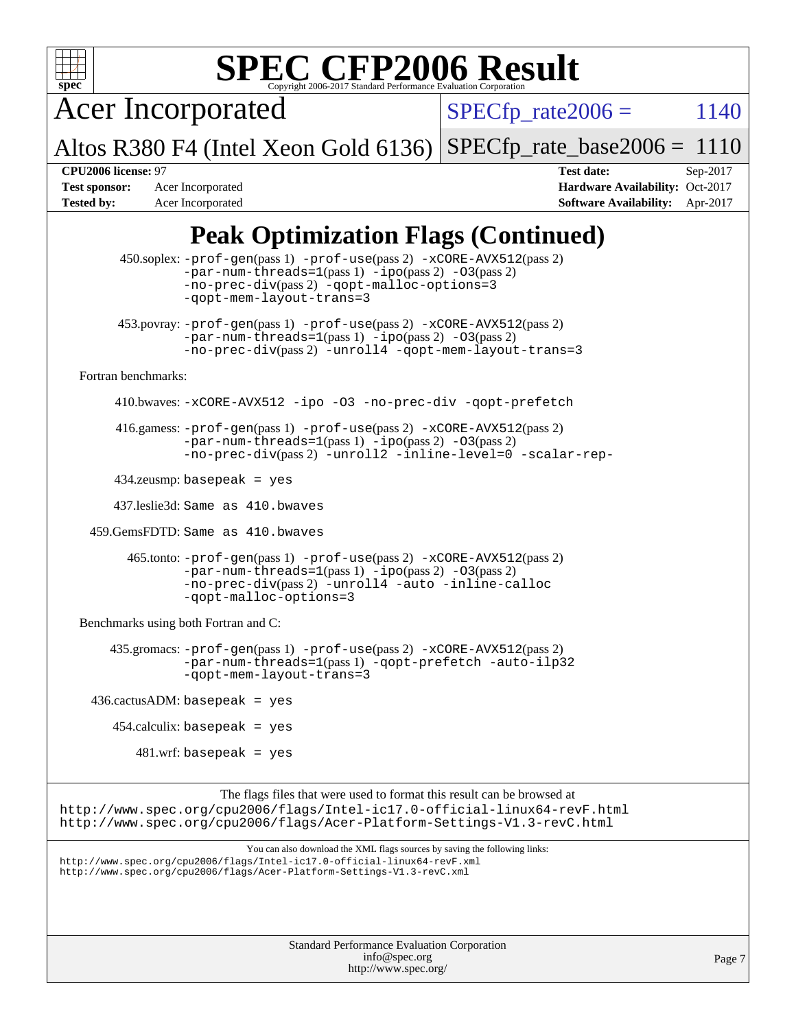# Peak Optimization Flags (Continued)

450.soplex: `-prof-gen`(pass 1) `-prof-use`(pass 2) `-xCORE-AVX512`(pass 2) `-par-num-threads=1`(pass 1) `-ipo`(pass 2) `-O3`(pass 2) `-no-prec-div`(pass 2) `-qopt-malloc-options=3` `-qopt-mem-layout-trans=3`

453.povray: `-prof-gen`(pass 1) `-prof-use`(pass 2) `-xCORE-AVX512`(pass 2) `-par-num-threads=1`(pass 1) `-ipo`(pass 2) `-O3`(pass 2) `-no-prec-div`(pass 2) `-unroll4` `-qopt-mem-layout-trans=3`

Fortran benchmarks:

410.bwaves: `-xCORE-AVX512 -ipo -O3 -no-prec-div -qopt-prefetch`

416.gamess: `-prof-gen`(pass 1) `-prof-use`(pass 2) `-xCORE-AVX512`(pass 2) `-par-num-threads=1`(pass 1) `-ipo`(pass 2) `-O3`(pass 2) `-no-prec-div`(pass 2) `-unroll2 -inline-level=0 -scalar-rep-`

434.zeusmp: `basepeak = yes`

437.leslie3d: `Same as 410.bwaves`

459.GemsFDTD: `Same as 410.bwaves`

465.tonto: `-prof-gen`(pass 1) `-prof-use`(pass 2) `-xCORE-AVX512`(pass 2) `-par-num-threads=1`(pass 1) `-ipo`(pass 2) `-O3`(pass 2) `-no-prec-div`(pass 2) `-unroll4 -auto -inline-calloc` `-qopt-malloc-options=3`

Benchmarks using both Fortran and C:

435.gromacs: `-prof-gen`(pass 1) `-prof-use`(pass 2) `-xCORE-AVX512`(pass 2) `-par-num-threads=1`(pass 1) `-qopt-prefetch -auto-ilp32` `-qopt-mem-layout-trans=3`

436.cactusADM: `basepeak = yes`

454.calculix: `basepeak = yes`

481.wrf: `basepeak = yes`

The flags files that were used to format this result can be browsed at
http://www.spec.org/cpu2006/flags/Intel-ic17.0-official-linux64-revF.html
http://www.spec.org/cpu2006/flags/Acer-Platform-Settings-V1.3-revC.html

You can also download the XML flags sources by saving the following links:
http://www.spec.org/cpu2006/flags/Intel-ic17.0-official-linux64-revF.xml
http://www.spec.org/cpu2006/flags/Acer-Platform-Settings-V1.3-revC.xml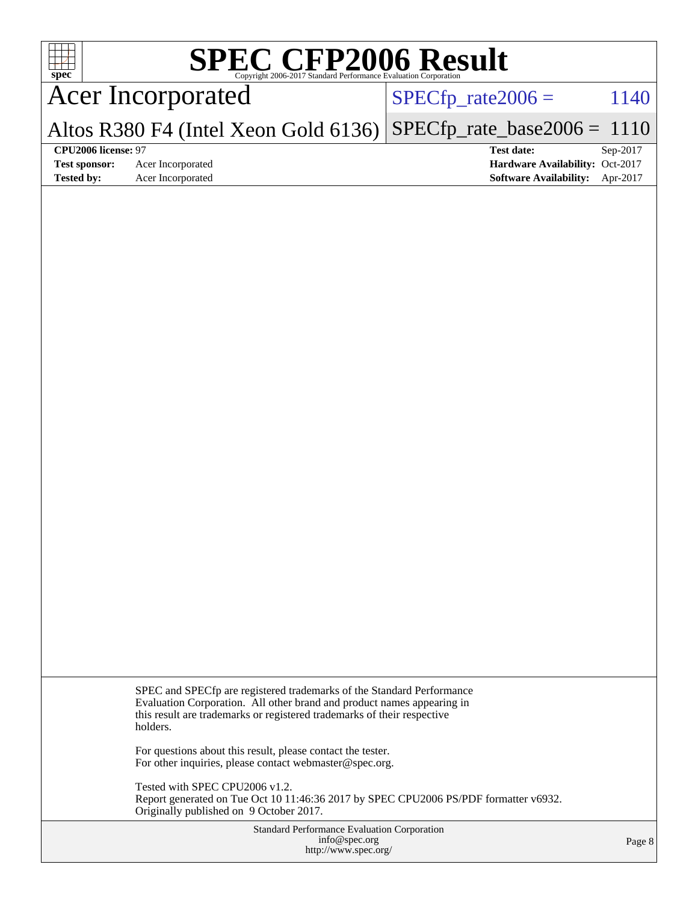# SPEC CFP2006 Result

Copyright 2006-2017 Standard Performance Evaluation Corporation

## Acer Incorporated

Altos R380 F4 (Intel Xeon Gold 6136)

SPECfp_rate2006 = 1140

SPECfp_rate_base2006 = 1110

**CPU2006 license:** 97

**Test sponsor:** Acer Incorporated

**Tested by:** Acer Incorporated

**Test date:** Sep-2017

**Hardware Availability:** Oct-2017

**Software Availability:** Apr-2017

SPEC and SPECfp are registered trademarks of the Standard Performance Evaluation Corporation. All other brand and product names appearing in this result are trademarks or registered trademarks of their respective holders.

For questions about this result, please contact the tester.
For other inquiries, please contact webmaster@spec.org.

Tested with SPEC CPU2006 v1.2.
Report generated on Tue Oct 10 11:46:36 2017 by SPEC CPU2006 PS/PDF formatter v6932.
Originally published on 9 October 2017.

Standard Performance Evaluation Corporation
info@spec.org
http://www.spec.org/